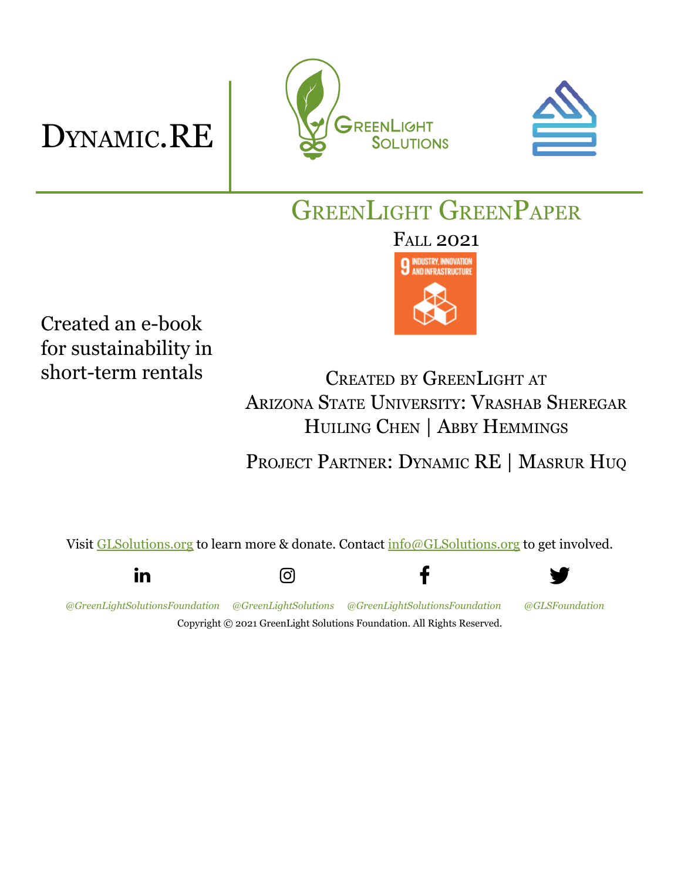# Dynamic.RE

GreenLight Solutions

## GreenLight GreenPaper

Fall 2021

9 INDUSTRY, INNOVATION AND INFRASTRUCTURE

Created an e-book for sustainability in short-term rentals

Created by GreenLight at Arizona State University: Vrashab Sheregar
Huiling Chen | Abby Hemmings

Project Partner: Dynamic RE | Masrur Huq

Visit GLSolutions.org to learn more & donate. Contact info@GLSolutions.org to get involved.

*@GreenLightSolutionsFoundation* *@GreenLightSolutions* *@GreenLightSolutionsFoundation* *@GLSFoundation*

Copyright © 2021 GreenLight Solutions Foundation. All Rights Reserved.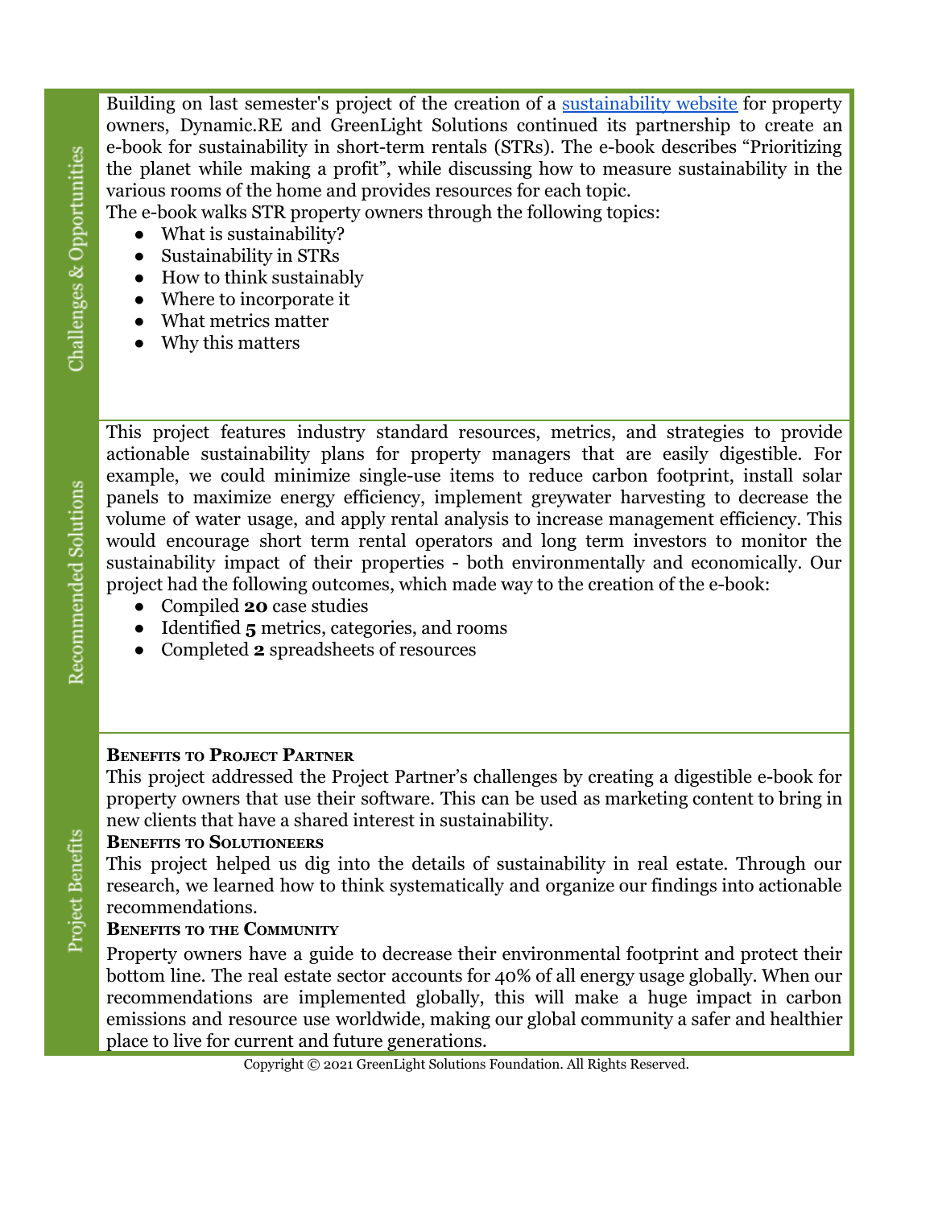## Challenges & Opportunities

Building on last semester's project of the creation of a [sustainability website](#) for property owners, Dynamic.RE and GreenLight Solutions continued its partnership to create an e-book for sustainability in short-term rentals (STRs). The e-book describes "Prioritizing the planet while making a profit", while discussing how to measure sustainability in the various rooms of the home and provides resources for each topic.

The e-book walks STR property owners through the following topics:

- What is sustainability?
- Sustainability in STRs
- How to think sustainably
- Where to incorporate it
- What metrics matter
- Why this matters

## Recommended Solutions

This project features industry standard resources, metrics, and strategies to provide actionable sustainability plans for property managers that are easily digestible. For example, we could minimize single-use items to reduce carbon footprint, install solar panels to maximize energy efficiency, implement greywater harvesting to decrease the volume of water usage, and apply rental analysis to increase management efficiency. This would encourage short term rental operators and long term investors to monitor the sustainability impact of their properties - both environmentally and economically. Our project had the following outcomes, which made way to the creation of the e-book:

- Compiled **20** case studies
- Identified **5** metrics, categories, and rooms
- Completed **2** spreadsheets of resources

## Project Benefits

**Benefits to Project Partner**

This project addressed the Project Partner's challenges by creating a digestible e-book for property owners that use their software. This can be used as marketing content to bring in new clients that have a shared interest in sustainability.

**Benefits to Solutioneers**

This project helped us dig into the details of sustainability in real estate. Through our research, we learned how to think systematically and organize our findings into actionable recommendations.

**Benefits to the Community**

Property owners have a guide to decrease their environmental footprint and protect their bottom line. The real estate sector accounts for 40% of all energy usage globally. When our recommendations are implemented globally, this will make a huge impact in carbon emissions and resource use worldwide, making our global community a safer and healthier place to live for current and future generations.

Copyright © 2021 GreenLight Solutions Foundation. All Rights Reserved.